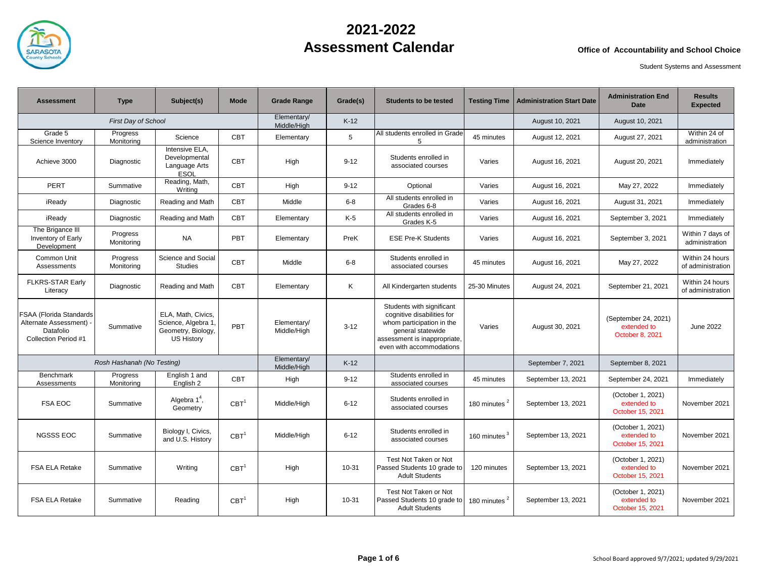# 2021-2022 Assessment Calendar

**Office of Accountability and School Choice**

Student Systems and Assessment

| Assessment | Type | Subject(s) | Mode | Grade Range | Grade(s) | Students to be tested | Testing Time | Administration Start Date | Administration End Date | Results Expected |
|---|---|---|---|---|---|---|---|---|---|---|
| *First Day of School* | | | | Elementary/ Middle/High | K-12 | | | August 10, 2021 | August 10, 2021 | |
| Grade 5 Science Inventory | Progress Monitoring | Science | CBT | Elementary | 5 | All students enrolled in Grade 5 | 45 minutes | August 12, 2021 | August 27, 2021 | Within 24 of administration |
| Achieve 3000 | Diagnostic | Intensive ELA, Developmental Language Arts ESOL | CBT | High | 9-12 | Students enrolled in associated courses | Varies | August 16, 2021 | August 20, 2021 | Immediately |
| PERT | Summative | Reading, Math, Writing | CBT | High | 9-12 | Optional | Varies | August 16, 2021 | May 27, 2022 | Immediately |
| iReady | Diagnostic | Reading and Math | CBT | Middle | 6-8 | All students enrolled in Grades 6-8 | Varies | August 16, 2021 | August 31, 2021 | Immediately |
| iReady | Diagnostic | Reading and Math | CBT | Elementary | K-5 | All students enrolled in Grades K-5 | Varies | August 16, 2021 | September 3, 2021 | Immediately |
| The Brigance III Inventory of Early Development | Progress Monitoring | NA | PBT | Elementary | PreK | ESE Pre-K Students | Varies | August 16, 2021 | September 3, 2021 | Within 7 days of administration |
| Common Unit Assessments | Progress Monitoring | Science and Social Studies | CBT | Middle | 6-8 | Students enrolled in associated courses | 45 minutes | August 16, 2021 | May 27, 2022 | Within 24 hours of administration |
| FLKRS-STAR Early Literacy | Diagnostic | Reading and Math | CBT | Elementary | K | All Kindergarten students | 25-30 Minutes | August 24, 2021 | September 21, 2021 | Within 24 hours of administration |
| FSAA (Florida Standards Alternate Assessment) - Datafolio Collection Period #1 | Summative | ELA, Math, Civics, Science, Algebra 1, Geometry, Biology, US History | PBT | Elementary/ Middle/High | 3-12 | Students with significant cognitive disabilities for whom participation in the general statewide assessment is inappropriate, even with accommodations | Varies | August 30, 2021 | (September 24, 2021) extended to October 8, 2021 | June 2022 |
| *Rosh Hashanah (No Testing)* | | | | Elementary/ Middle/High | K-12 | | | September 7, 2021 | September 8, 2021 | |
| Benchmark Assessments | Progress Monitoring | English 1 and English 2 | CBT | High | 9-12 | Students enrolled in associated courses | 45 minutes | September 13, 2021 | September 24, 2021 | Immediately |
| FSA EOC | Summative | Algebra 1[4], Geometry | CBT[1] | Middle/High | 6-12 | Students enrolled in associated courses | 180 minutes [2] | September 13, 2021 | (October 1, 2021) extended to October 15, 2021 | November 2021 |
| NGSSS EOC | Summative | Biology I, Civics, and U.S. History | CBT[1] | Middle/High | 6-12 | Students enrolled in associated courses | 160 minutes [3] | September 13, 2021 | (October 1, 2021) extended to October 15, 2021 | November 2021 |
| FSA ELA Retake | Summative | Writing | CBT[1] | High | 10-31 | Test Not Taken or Not Passed Students 10 grade to Adult Students | 120 minutes | September 13, 2021 | (October 1, 2021) extended to October 15, 2021 | November 2021 |
| FSA ELA Retake | Summative | Reading | CBT[1] | High | 10-31 | Test Not Taken or Not Passed Students 10 grade to Adult Students | 180 minutes [2] | September 13, 2021 | (October 1, 2021) extended to October 15, 2021 | November 2021 |

School Board approved 9/7/2021; updated 9/29/2021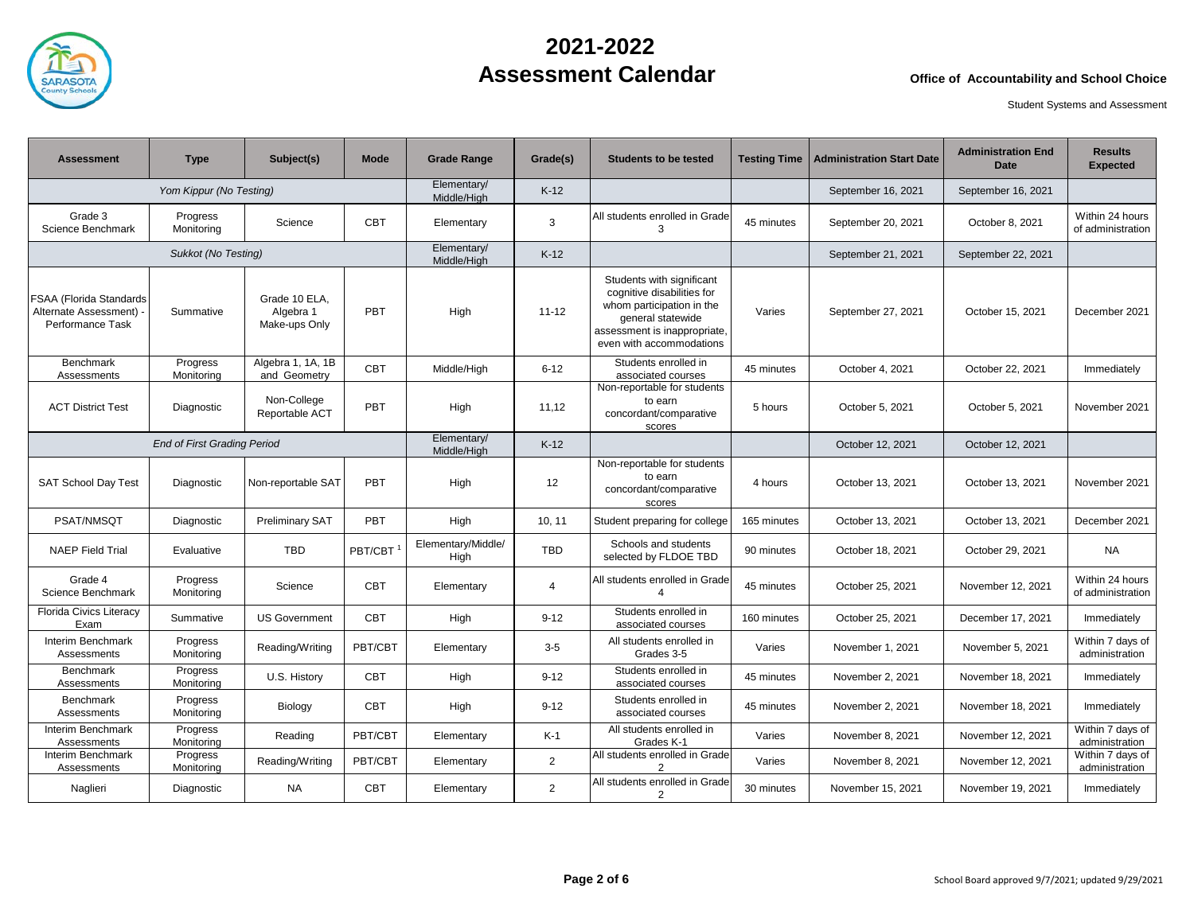# 2021-2022
# Assessment Calendar

**Office of Accountability and School Choice**

Student Systems and Assessment

| Assessment | Type | Subject(s) | Mode | Grade Range | Grade(s) | Students to be tested | Testing Time | Administration Start Date | Administration End Date | Results Expected |
|---|---|---|---|---|---|---|---|---|---|---|
| *Yom Kippur (No Testing)* | | | | Elementary/ Middle/High | K-12 | | | September 16, 2021 | September 16, 2021 | |
| Grade 3 Science Benchmark | Progress Monitoring | Science | CBT | Elementary | 3 | All students enrolled in Grade 3 | 45 minutes | September 20, 2021 | October 8, 2021 | Within 24 hours of administration |
| *Sukkot (No Testing)* | | | | Elementary/ Middle/High | K-12 | | | September 21, 2021 | September 22, 2021 | |
| FSAA (Florida Standards Alternate Assessment) - Performance Task | Summative | Grade 10 ELA, Algebra 1 Make-ups Only | PBT | High | 11-12 | Students with significant cognitive disabilities for whom participation in the general statewide assessment is inappropriate, even with accommodations | Varies | September 27, 2021 | October 15, 2021 | December 2021 |
| Benchmark Assessments | Progress Monitoring | Algebra 1, 1A, 1B and Geometry | CBT | Middle/High | 6-12 | Students enrolled in associated courses | 45 minutes | October 4, 2021 | October 22, 2021 | Immediately |
| ACT District Test | Diagnostic | Non-College Reportable ACT | PBT | High | 11,12 | Non-reportable for students to earn concordant/comparative scores | 5 hours | October 5, 2021 | October 5, 2021 | November 2021 |
| *End of First Grading Period* | | | | Elementary/ Middle/High | K-12 | | | October 12, 2021 | October 12, 2021 | |
| SAT School Day Test | Diagnostic | Non-reportable SAT | PBT | High | 12 | Non-reportable for students to earn concordant/comparative scores | 4 hours | October 13, 2021 | October 13, 2021 | November 2021 |
| PSAT/NMSQT | Diagnostic | Preliminary SAT | PBT | High | 10, 11 | Student preparing for college | 165 minutes | October 13, 2021 | October 13, 2021 | December 2021 |
| NAEP Field Trial | Evaluative | TBD | PBT/CBT [1] | Elementary/Middle/ High | TBD | Schools and students selected by FLDOE TBD | 90 minutes | October 18, 2021 | October 29, 2021 | NA |
| Grade 4 Science Benchmark | Progress Monitoring | Science | CBT | Elementary | 4 | All students enrolled in Grade 4 | 45 minutes | October 25, 2021 | November 12, 2021 | Within 24 hours of administration |
| Florida Civics Literacy Exam | Summative | US Government | CBT | High | 9-12 | Students enrolled in associated courses | 160 minutes | October 25, 2021 | December 17, 2021 | Immediately |
| Interim Benchmark Assessments | Progress Monitoring | Reading/Writing | PBT/CBT | Elementary | 3-5 | All students enrolled in Grades 3-5 | Varies | November 1, 2021 | November 5, 2021 | Within 7 days of administration |
| Benchmark Assessments | Progress Monitoring | U.S. History | CBT | High | 9-12 | Students enrolled in associated courses | 45 minutes | November 2, 2021 | November 18, 2021 | Immediately |
| Benchmark Assessments | Progress Monitoring | Biology | CBT | High | 9-12 | Students enrolled in associated courses | 45 minutes | November 2, 2021 | November 18, 2021 | Immediately |
| Interim Benchmark Assessments | Progress Monitoring | Reading | PBT/CBT | Elementary | K-1 | All students enrolled in Grades K-1 | Varies | November 8, 2021 | November 12, 2021 | Within 7 days of administration |
| Interim Benchmark Assessments | Progress Monitoring | Reading/Writing | PBT/CBT | Elementary | 2 | All students enrolled in Grade 2 | Varies | November 8, 2021 | November 12, 2021 | Within 7 days of administration |
| Naglieri | Diagnostic | NA | CBT | Elementary | 2 | All students enrolled in Grade 2 | 30 minutes | November 15, 2021 | November 19, 2021 | Immediately |

School Board approved 9/7/2021; updated 9/29/2021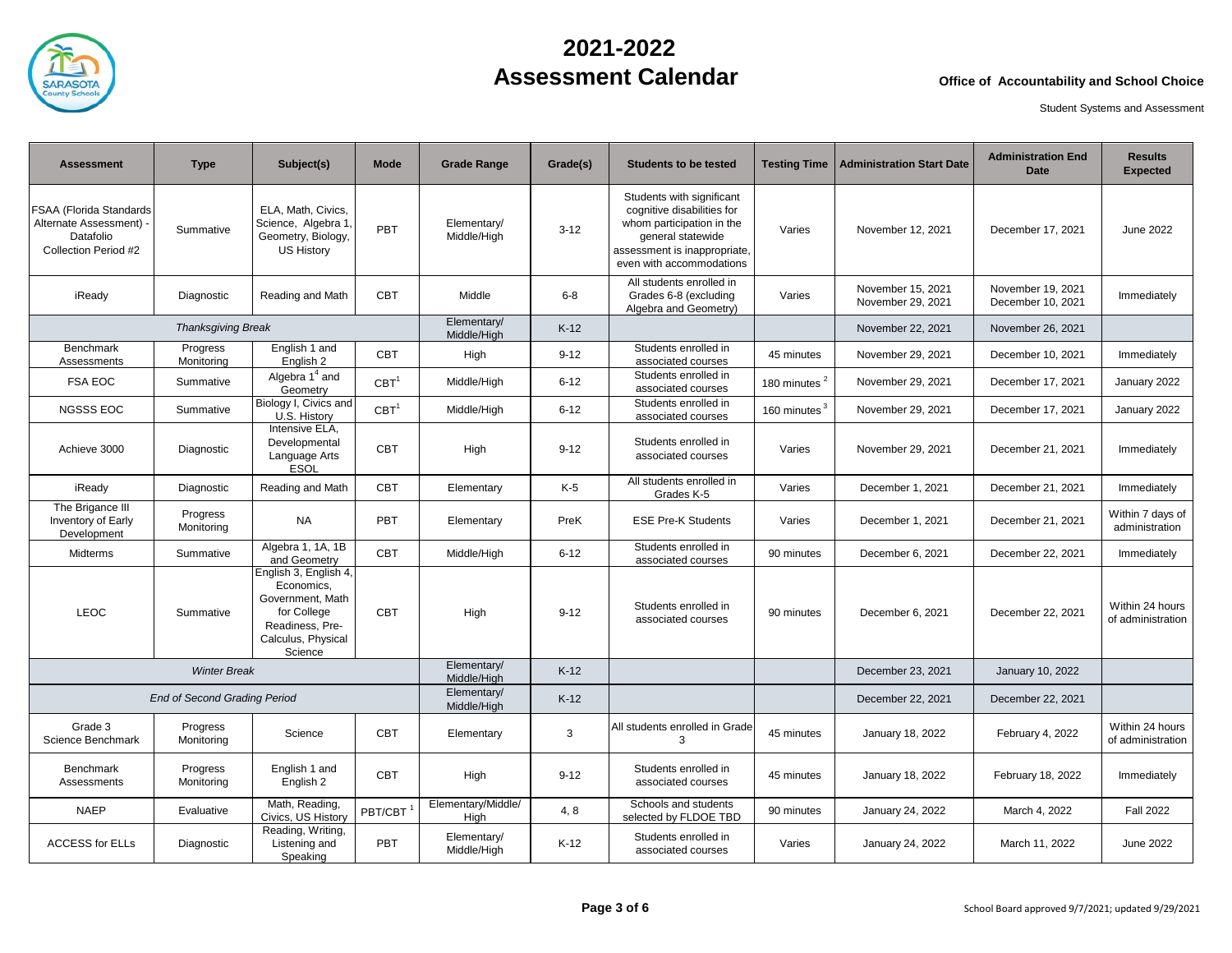# 2021-2022 Assessment Calendar

**Office of Accountability and School Choice**

Student Systems and Assessment

| Assessment | Type | Subject(s) | Mode | Grade Range | Grade(s) | Students to be tested | Testing Time | Administration Start Date | Administration End Date | Results Expected |
|---|---|---|---|---|---|---|---|---|---|---|
| FSAA (Florida Standards Alternate Assessment) - Datafolio Collection Period #2 | Summative | ELA, Math, Civics, Science, Algebra 1, Geometry, Biology, US History | PBT | Elementary/ Middle/High | 3-12 | Students with significant cognitive disabilities for whom participation in the general statewide assessment is inappropriate, even with accommodations | Varies | November 12, 2021 | December 17, 2021 | June 2022 |
| iReady | Diagnostic | Reading and Math | CBT | Middle | 6-8 | All students enrolled in Grades 6-8 (excluding Algebra and Geometry) | Varies | November 15, 2021<br>November 29, 2021 | November 19, 2021<br>December 10, 2021 | Immediately |
| *Thanksgiving Break* | | | | Elementary/ Middle/High | K-12 | | | November 22, 2021 | November 26, 2021 | |
| Benchmark Assessments | Progress Monitoring | English 1 and English 2 | CBT | High | 9-12 | Students enrolled in associated courses | 45 minutes | November 29, 2021 | December 10, 2021 | Immediately |
| FSA EOC | Summative | Algebra 1[4] and Geometry | CBT[1] | Middle/High | 6-12 | Students enrolled in associated courses | 180 minutes [2] | November 29, 2021 | December 17, 2021 | January 2022 |
| NGSSS EOC | Summative | Biology I, Civics and U.S. History | CBT[1] | Middle/High | 6-12 | Students enrolled in associated courses | 160 minutes [3] | November 29, 2021 | December 17, 2021 | January 2022 |
| Achieve 3000 | Diagnostic | Intensive ELA, Developmental Language Arts ESOL | CBT | High | 9-12 | Students enrolled in associated courses | Varies | November 29, 2021 | December 21, 2021 | Immediately |
| iReady | Diagnostic | Reading and Math | CBT | Elementary | K-5 | All students enrolled in Grades K-5 | Varies | December 1, 2021 | December 21, 2021 | Immediately |
| The Brigance III Inventory of Early Development | Progress Monitoring | NA | PBT | Elementary | PreK | ESE Pre-K Students | Varies | December 1, 2021 | December 21, 2021 | Within 7 days of administration |
| Midterms | Summative | Algebra 1, 1A, 1B and Geometry | CBT | Middle/High | 6-12 | Students enrolled in associated courses | 90 minutes | December 6, 2021 | December 22, 2021 | Immediately |
| LEOC | Summative | English 3, English 4, Economics, Government, Math for College Readiness, Pre-Calculus, Physical Science | CBT | High | 9-12 | Students enrolled in associated courses | 90 minutes | December 6, 2021 | December 22, 2021 | Within 24 hours of administration |
| *Winter Break* | | | | Elementary/ Middle/High | K-12 | | | December 23, 2021 | January 10, 2022 | |
| *End of Second Grading Period* | | | | Elementary/ Middle/High | K-12 | | | December 22, 2021 | December 22, 2021 | |
| Grade 3 Science Benchmark | Progress Monitoring | Science | CBT | Elementary | 3 | All students enrolled in Grade 3 | 45 minutes | January 18, 2022 | February 4, 2022 | Within 24 hours of administration |
| Benchmark Assessments | Progress Monitoring | English 1 and English 2 | CBT | High | 9-12 | Students enrolled in associated courses | 45 minutes | January 18, 2022 | February 18, 2022 | Immediately |
| NAEP | Evaluative | Math, Reading, Civics, US History | PBT/CBT [1] | Elementary/Middle/ High | 4, 8 | Schools and students selected by FLDOE TBD | 90 minutes | January 24, 2022 | March 4, 2022 | Fall 2022 |
| ACCESS for ELLs | Diagnostic | Reading, Writing, Listening and Speaking | PBT | Elementary/ Middle/High | K-12 | Students enrolled in associated courses | Varies | January 24, 2022 | March 11, 2022 | June 2022 |

School Board approved 9/7/2021; updated 9/29/2021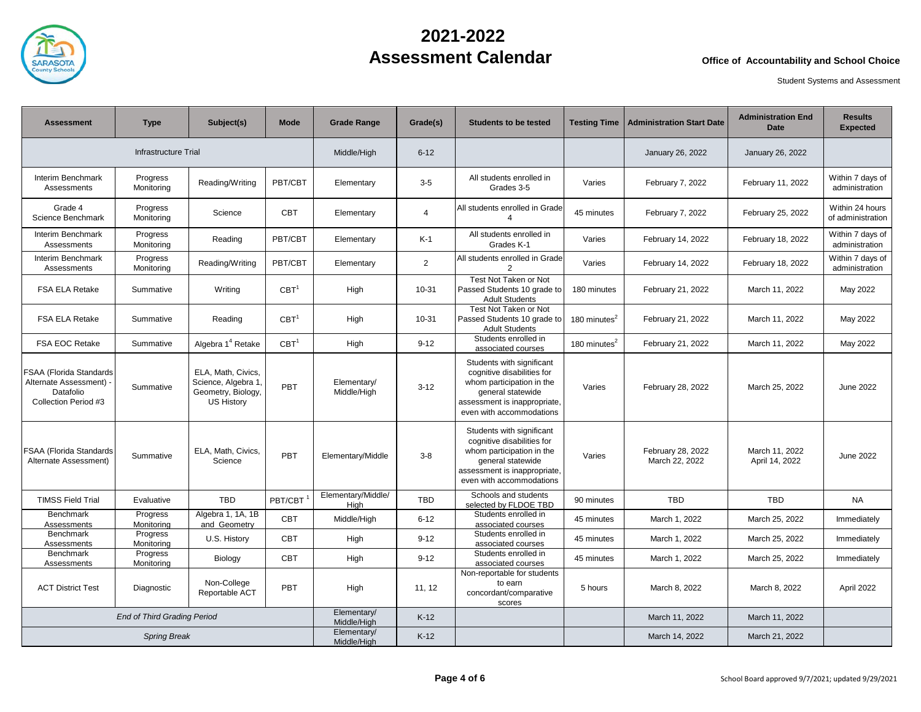# 2021-2022 Assessment Calendar

**Office of Accountability and School Choice**

Student Systems and Assessment

| Assessment | Type | Subject(s) | Mode | Grade Range | Grade(s) | Students to be tested | Testing Time | Administration Start Date | Administration End Date | Results Expected |
|---|---|---|---|---|---|---|---|---|---|---|
| Infrastructure Trial | | | | Middle/High | 6-12 | | | January 26, 2022 | January 26, 2022 | |
| Interim Benchmark Assessments | Progress Monitoring | Reading/Writing | PBT/CBT | Elementary | 3-5 | All students enrolled in Grades 3-5 | Varies | February 7, 2022 | February 11, 2022 | Within 7 days of administration |
| Grade 4 Science Benchmark | Progress Monitoring | Science | CBT | Elementary | 4 | All students enrolled in Grade 4 | 45 minutes | February 7, 2022 | February 25, 2022 | Within 24 hours of administration |
| Interim Benchmark Assessments | Progress Monitoring | Reading | PBT/CBT | Elementary | K-1 | All students enrolled in Grades K-1 | Varies | February 14, 2022 | February 18, 2022 | Within 7 days of administration |
| Interim Benchmark Assessments | Progress Monitoring | Reading/Writing | PBT/CBT | Elementary | 2 | All students enrolled in Grade 2 | Varies | February 14, 2022 | February 18, 2022 | Within 7 days of administration |
| FSA ELA Retake | Summative | Writing | CBT[1] | High | 10-31 | Test Not Taken or Not Passed Students 10 grade to Adult Students | 180 minutes | February 21, 2022 | March 11, 2022 | May 2022 |
| FSA ELA Retake | Summative | Reading | CBT[1] | High | 10-31 | Test Not Taken or Not Passed Students 10 grade to Adult Students | 180 minutes[2] | February 21, 2022 | March 11, 2022 | May 2022 |
| FSA EOC Retake | Summative | Algebra 1[4] Retake | CBT[1] | High | 9-12 | Students enrolled in associated courses | 180 minutes[2] | February 21, 2022 | March 11, 2022 | May 2022 |
| FSAA (Florida Standards Alternate Assessment) - Datafolio Collection Period #3 | Summative | ELA, Math, Civics, Science, Algebra 1, Geometry, Biology, US History | PBT | Elementary/ Middle/High | 3-12 | Students with significant cognitive disabilities for whom participation in the general statewide assessment is inappropriate, even with accommodations | Varies | February 28, 2022 | March 25, 2022 | June 2022 |
| FSAA (Florida Standards Alternate Assessment) | Summative | ELA, Math, Civics, Science | PBT | Elementary/Middle | 3-8 | Students with significant cognitive disabilities for whom participation in the general statewide assessment is inappropriate, even with accommodations | Varies | February 28, 2022<br>March 22, 2022 | March 11, 2022<br>April 14, 2022 | June 2022 |
| TIMSS Field Trial | Evaluative | TBD | PBT/CBT[1] | Elementary/Middle/ High | TBD | Schools and students selected by FLDOE TBD | 90 minutes | TBD | TBD | NA |
| Benchmark Assessments | Progress Monitoring | Algebra 1, 1A, 1B and Geometry | CBT | Middle/High | 6-12 | Students enrolled in associated courses | 45 minutes | March 1, 2022 | March 25, 2022 | Immediately |
| Benchmark Assessments | Progress Monitoring | U.S. History | CBT | High | 9-12 | Students enrolled in associated courses | 45 minutes | March 1, 2022 | March 25, 2022 | Immediately |
| Benchmark Assessments | Progress Monitoring | Biology | CBT | High | 9-12 | Students enrolled in associated courses | 45 minutes | March 1, 2022 | March 25, 2022 | Immediately |
| ACT District Test | Diagnostic | Non-College Reportable ACT | PBT | High | 11, 12 | Non-reportable for students to earn concordant/comparative scores | 5 hours | March 8, 2022 | March 8, 2022 | April 2022 |
| *End of Third Grading Period* | | | | Elementary/ Middle/High | K-12 | | | March 11, 2022 | March 11, 2022 | |
| *Spring Break* | | | | Elementary/ Middle/High | K-12 | | | March 14, 2022 | March 21, 2022 | |

School Board approved 9/7/2021; updated 9/29/2021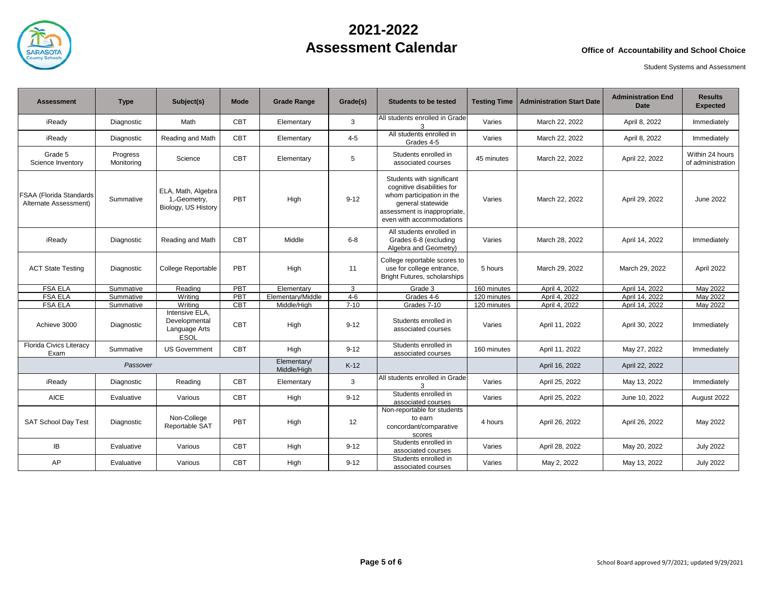# 2021-2022 Assessment Calendar

**Office of Accountability and School Choice**

Student Systems and Assessment

| Assessment | Type | Subject(s) | Mode | Grade Range | Grade(s) | Students to be tested | Testing Time | Administration Start Date | Administration End Date | Results Expected |
|---|---|---|---|---|---|---|---|---|---|---|
| iReady | Diagnostic | Math | CBT | Elementary | 3 | All students enrolled in Grade 3 | Varies | March 22, 2022 | April 8, 2022 | Immediately |
| iReady | Diagnostic | Reading and Math | CBT | Elementary | 4-5 | All students enrolled in Grades 4-5 | Varies | March 22, 2022 | April 8, 2022 | Immediately |
| Grade 5 Science Inventory | Progress Monitoring | Science | CBT | Elementary | 5 | Students enrolled in associated courses | 45 minutes | March 22, 2022 | April 22, 2022 | Within 24 hours of administration |
| FSAA (Florida Standards Alternate Assessment) | Summative | ELA, Math, Algebra 1,-Geometry, Biology, US History | PBT | High | 9-12 | Students with significant cognitive disabilities for whom participation in the general statewide assessment is inappropriate, even with accommodations | Varies | March 22, 2022 | April 29, 2022 | June 2022 |
| iReady | Diagnostic | Reading and Math | CBT | Middle | 6-8 | All students enrolled in Grades 6-8 (excluding Algebra and Geometry) | Varies | March 28, 2022 | April 14, 2022 | Immediately |
| ACT State Testing | Diagnostic | College Reportable | PBT | High | 11 | College reportable scores to use for college entrance, Bright Futures, scholarships | 5 hours | March 29, 2022 | March 29, 2022 | April 2022 |
| FSA ELA | Summative | Reading | PBT | Elementary | 3 | Grade 3 | 160 minutes | April 4, 2022 | April 14, 2022 | May 2022 |
| FSA ELA | Summative | Writing | PBT | Elementary/Middle | 4-6 | Grades 4-6 | 120 minutes | April 4, 2022 | April 14, 2022 | May 2022 |
| FSA ELA | Summative | Writing | CBT | Middle/High | 7-10 | Grades 7-10 | 120 minutes | April 4, 2022 | April 14, 2022 | May 2022 |
| Achieve 3000 | Diagnostic | Intensive ELA, Developmental Language Arts ESOL | CBT | High | 9-12 | Students enrolled in associated courses | Varies | April 11, 2022 | April 30, 2022 | Immediately |
| Florida Civics Literacy Exam | Summative | US Government | CBT | High | 9-12 | Students enrolled in associated courses | 160 minutes | April 11, 2022 | May 27, 2022 | Immediately |
| *Passover* | | | | Elementary/ Middle/High | K-12 | | | April 16, 2022 | April 22, 2022 | |
| iReady | Diagnostic | Reading | CBT | Elementary | 3 | All students enrolled in Grade 3 | Varies | April 25, 2022 | May 13, 2022 | Immediately |
| AICE | Evaluative | Various | CBT | High | 9-12 | Students enrolled in associated courses | Varies | April 25, 2022 | June 10, 2022 | August 2022 |
| SAT School Day Test | Diagnostic | Non-College Reportable SAT | PBT | High | 12 | Non-reportable for students to earn concordant/comparative scores | 4 hours | April 26, 2022 | April 26, 2022 | May 2022 |
| IB | Evaluative | Various | CBT | High | 9-12 | Students enrolled in associated courses | Varies | April 28, 2022 | May 20, 2022 | July 2022 |
| AP | Evaluative | Various | CBT | High | 9-12 | Students enrolled in associated courses | Varies | May 2, 2022 | May 13, 2022 | July 2022 |

School Board approved 9/7/2021; updated 9/29/2021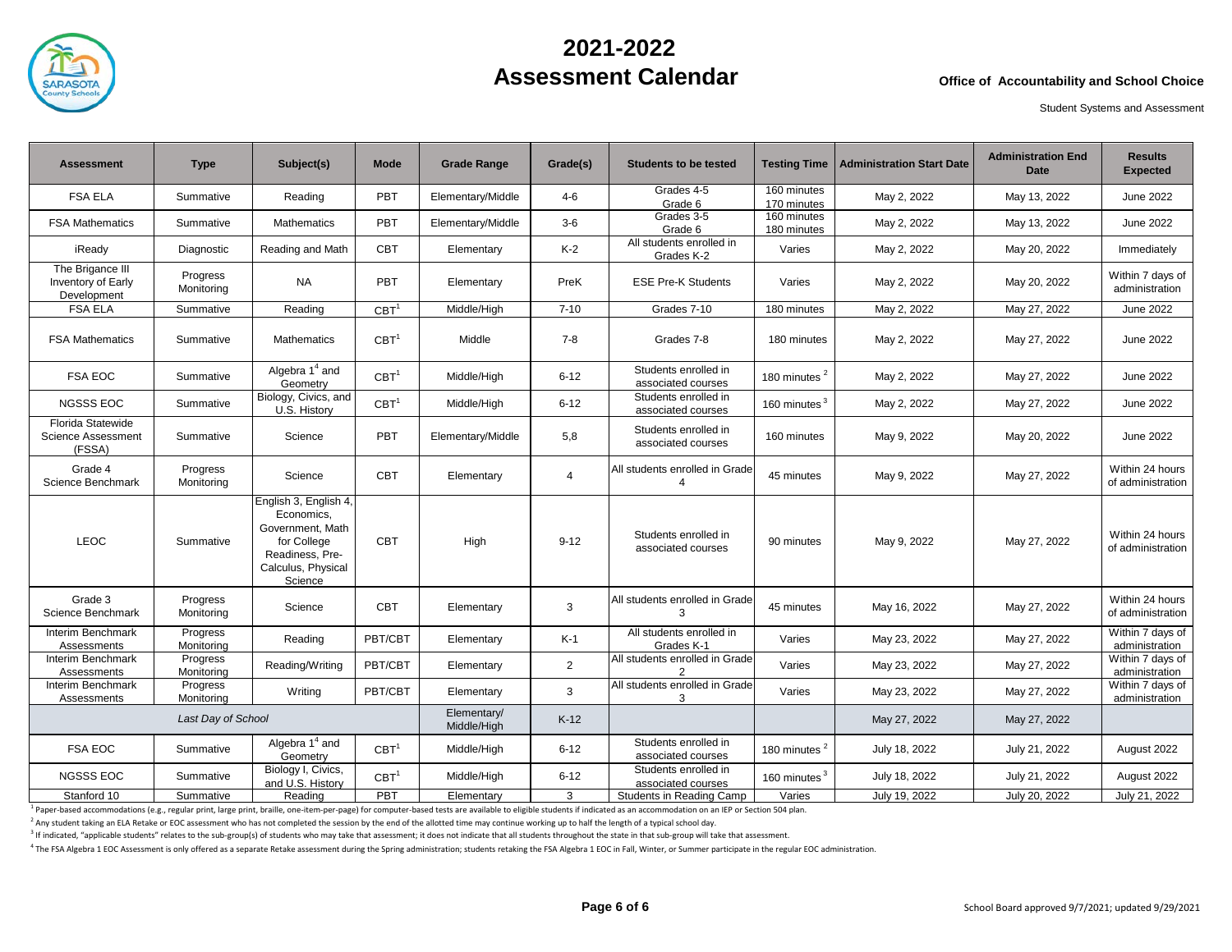# 2021-2022 Assessment Calendar

**Office of Accountability and School Choice**

Student Systems and Assessment

| Assessment | Type | Subject(s) | Mode | Grade Range | Grade(s) | Students to be tested | Testing Time | Administration Start Date | Administration End Date | Results Expected |
|---|---|---|---|---|---|---|---|---|---|---|
| FSA ELA | Summative | Reading | PBT | Elementary/Middle | 4-6 | Grades 4-5 Grade 6 | 160 minutes 170 minutes | May 2, 2022 | May 13, 2022 | June 2022 |
| FSA Mathematics | Summative | Mathematics | PBT | Elementary/Middle | 3-6 | Grades 3-5 Grade 6 | 160 minutes 180 minutes | May 2, 2022 | May 13, 2022 | June 2022 |
| iReady | Diagnostic | Reading and Math | CBT | Elementary | K-2 | All students enrolled in Grades K-2 | Varies | May 2, 2022 | May 20, 2022 | Immediately |
| The Brigance III Inventory of Early Development | Progress Monitoring | NA | PBT | Elementary | PreK | ESE Pre-K Students | Varies | May 2, 2022 | May 20, 2022 | Within 7 days of administration |
| FSA ELA | Summative | Reading | CBT[1] | Middle/High | 7-10 | Grades 7-10 | 180 minutes | May 2, 2022 | May 27, 2022 | June 2022 |
| FSA Mathematics | Summative | Mathematics | CBT[1] | Middle | 7-8 | Grades 7-8 | 180 minutes | May 2, 2022 | May 27, 2022 | June 2022 |
| FSA EOC | Summative | Algebra 1[4] and Geometry | CBT[1] | Middle/High | 6-12 | Students enrolled in associated courses | 180 minutes[2] | May 2, 2022 | May 27, 2022 | June 2022 |
| NGSSS EOC | Summative | Biology, Civics, and U.S. History | CBT[1] | Middle/High | 6-12 | Students enrolled in associated courses | 160 minutes[3] | May 2, 2022 | May 27, 2022 | June 2022 |
| Florida Statewide Science Assessment (FSSA) | Summative | Science | PBT | Elementary/Middle | 5,8 | Students enrolled in associated courses | 160 minutes | May 9, 2022 | May 20, 2022 | June 2022 |
| Grade 4 Science Benchmark | Progress Monitoring | Science | CBT | Elementary | 4 | All students enrolled in Grade 4 | 45 minutes | May 9, 2022 | May 27, 2022 | Within 24 hours of administration |
| LEOC | Summative | English 3, English 4, Economics, Government, Math for College Readiness, Pre-Calculus, Physical Science | CBT | High | 9-12 | Students enrolled in associated courses | 90 minutes | May 9, 2022 | May 27, 2022 | Within 24 hours of administration |
| Grade 3 Science Benchmark | Progress Monitoring | Science | CBT | Elementary | 3 | All students enrolled in Grade 3 | 45 minutes | May 16, 2022 | May 27, 2022 | Within 24 hours of administration |
| Interim Benchmark Assessments | Progress Monitoring | Reading | PBT/CBT | Elementary | K-1 | All students enrolled in Grades K-1 | Varies | May 23, 2022 | May 27, 2022 | Within 7 days of administration |
| Interim Benchmark Assessments | Progress Monitoring | Reading/Writing | PBT/CBT | Elementary | 2 | All students enrolled in Grade 2 | Varies | May 23, 2022 | May 27, 2022 | Within 7 days of administration |
| Interim Benchmark Assessments | Progress Monitoring | Writing | PBT/CBT | Elementary | 3 | All students enrolled in Grade 3 | Varies | May 23, 2022 | May 27, 2022 | Within 7 days of administration |
| *Last Day of School* | | | | Elementary/ Middle/High | K-12 | | | May 27, 2022 | May 27, 2022 | |
| FSA EOC | Summative | Algebra 1[4] and Geometry | CBT[1] | Middle/High | 6-12 | Students enrolled in associated courses | 180 minutes[2] | July 18, 2022 | July 21, 2022 | August 2022 |
| NGSSS EOC | Summative | Biology I, Civics, and U.S. History | CBT[1] | Middle/High | 6-12 | Students enrolled in associated courses | 160 minutes[3] | July 18, 2022 | July 21, 2022 | August 2022 |
| Stanford 10 | Summative | Reading | PBT | Elementary | 3 | Students in Reading Camp | Varies | July 19, 2022 | July 20, 2022 | July 21, 2022 |

[1] Paper-based accommodations (e.g., regular print, large print, braille, one-item-per-page) for computer-based tests are available to eligible students if indicated as an accommodation on an IEP or Section 504 plan.

[2] Any student taking an ELA Retake or EOC assessment who has not completed the session by the end of the allotted time may continue working up to half the length of a typical school day.

[3] If indicated, "applicable students" relates to the sub-group(s) of students who may take that assessment; it does not indicate that all students throughout the state in that sub-group will take that assessment.

[4] The FSA Algebra 1 EOC Assessment is only offered as a separate Retake assessment during the Spring administration; students retaking the FSA Algebra 1 EOC in Fall, Winter, or Summer participate in the regular EOC administration.

School Board approved 9/7/2021; updated 9/29/2021